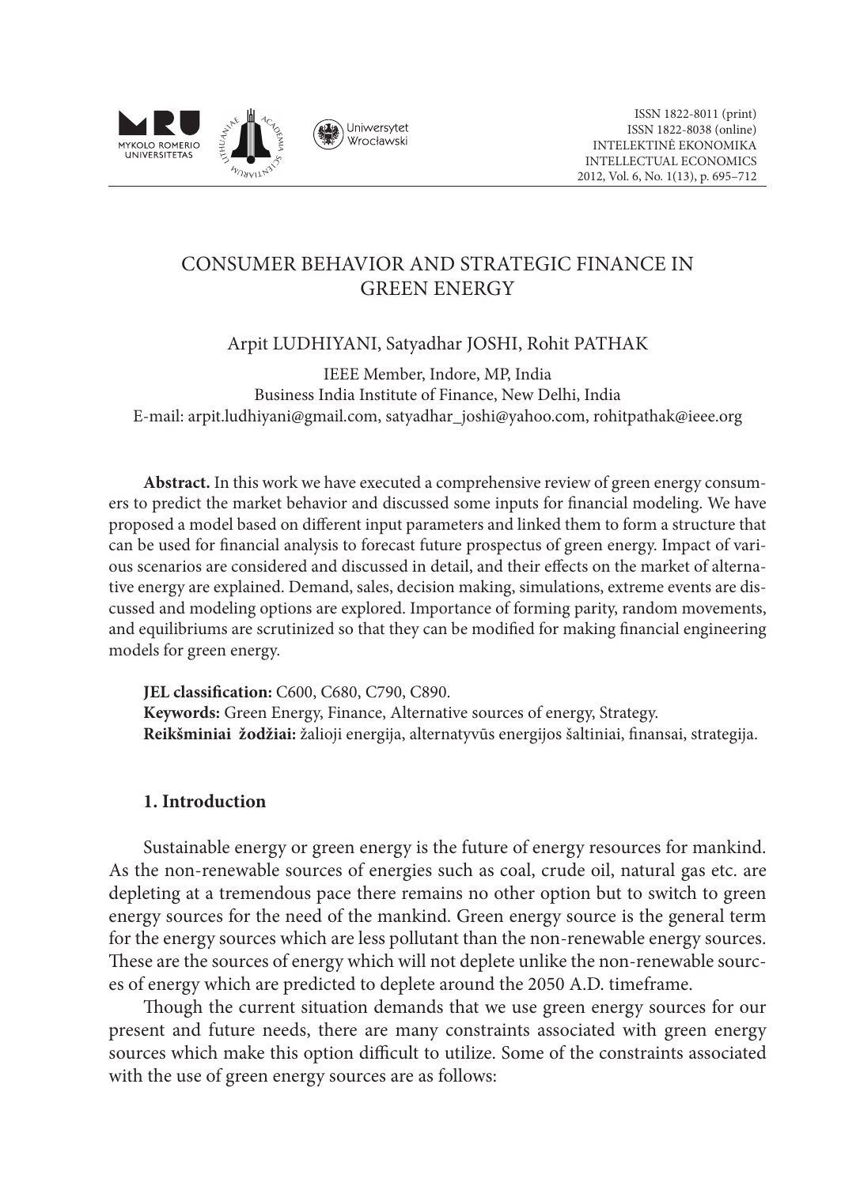# CONSUMER BEHAVIOR AND STRATEGIC FINANCE IN GREEN ENERGY

Arpit LUDHIYANI, Satyadhar JOSHI, Rohit PATHAK

IEEE Member, Indore, MP, India
Business India Institute of Finance, New Delhi, India
E-mail: arpit.ludhiyani@gmail.com, satyadhar_joshi@yahoo.com, rohitpathak@ieee.org

**Abstract.** In this work we have executed a comprehensive review of green energy consumers to predict the market behavior and discussed some inputs for financial modeling. We have proposed a model based on different input parameters and linked them to form a structure that can be used for financial analysis to forecast future prospectus of green energy. Impact of various scenarios are considered and discussed in detail, and their effects on the market of alternative energy are explained. Demand, sales, decision making, simulations, extreme events are discussed and modeling options are explored. Importance of forming parity, random movements, and equilibriums are scrutinized so that they can be modified for making financial engineering models for green energy.

**JEL classification:** C600, C680, C790, C890.
**Keywords:** Green Energy, Finance, Alternative sources of energy, Strategy.
**Reikšminiai žodžiai:** žalioji energija, alternatyvūs energijos šaltiniai, finansai, strategija.

## 1. Introduction

Sustainable energy or green energy is the future of energy resources for mankind. As the non-renewable sources of energies such as coal, crude oil, natural gas etc. are depleting at a tremendous pace there remains no other option but to switch to green energy sources for the need of the mankind. Green energy source is the general term for the energy sources which are less pollutant than the non-renewable energy sources. These are the sources of energy which will not deplete unlike the non-renewable sources of energy which are predicted to deplete around the 2050 A.D. timeframe.

Though the current situation demands that we use green energy sources for our present and future needs, there are many constraints associated with green energy sources which make this option difficult to utilize. Some of the constraints associated with the use of green energy sources are as follows: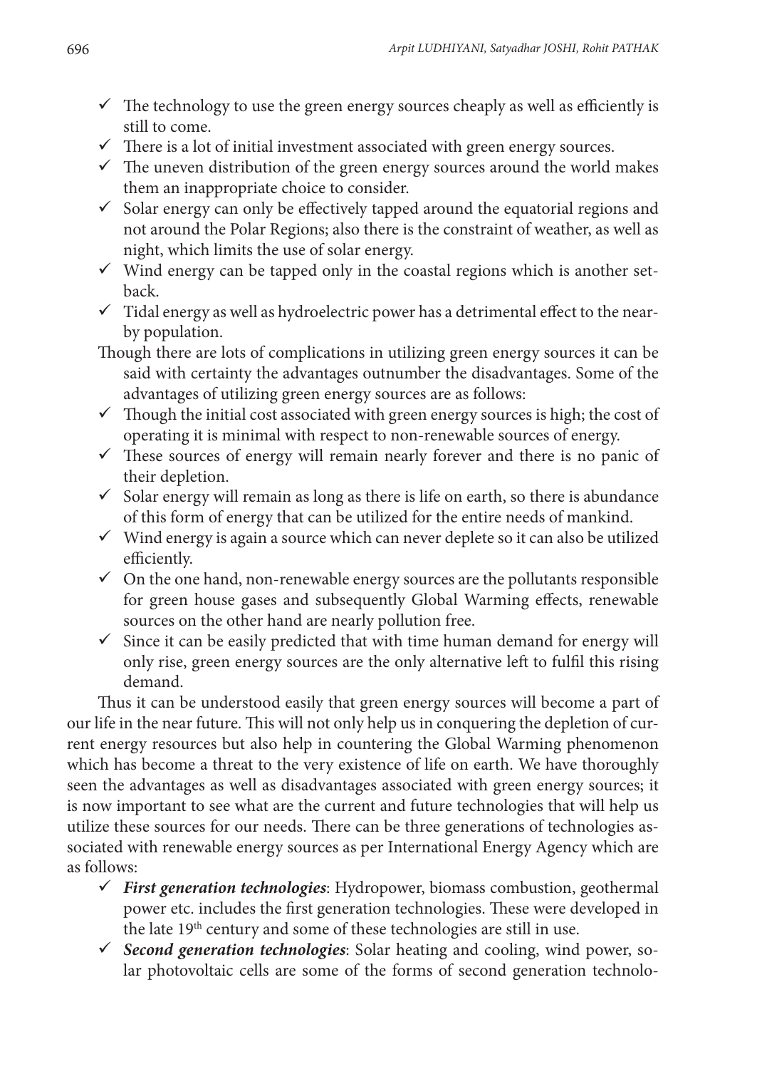- ✓ The technology to use the green energy sources cheaply as well as efficiently is still to come.
- ✓ There is a lot of initial investment associated with green energy sources.
- ✓ The uneven distribution of the green energy sources around the world makes them an inappropriate choice to consider.
- ✓ Solar energy can only be effectively tapped around the equatorial regions and not around the Polar Regions; also there is the constraint of weather, as well as night, which limits the use of solar energy.
- ✓ Wind energy can be tapped only in the coastal regions which is another setback.
- ✓ Tidal energy as well as hydroelectric power has a detrimental effect to the nearby population.

Though there are lots of complications in utilizing green energy sources it can be said with certainty the advantages outnumber the disadvantages. Some of the advantages of utilizing green energy sources are as follows:

- ✓ Though the initial cost associated with green energy sources is high; the cost of operating it is minimal with respect to non-renewable sources of energy.
- ✓ These sources of energy will remain nearly forever and there is no panic of their depletion.
- ✓ Solar energy will remain as long as there is life on earth, so there is abundance of this form of energy that can be utilized for the entire needs of mankind.
- ✓ Wind energy is again a source which can never deplete so it can also be utilized efficiently.
- ✓ On the one hand, non-renewable energy sources are the pollutants responsible for green house gases and subsequently Global Warming effects, renewable sources on the other hand are nearly pollution free.
- ✓ Since it can be easily predicted that with time human demand for energy will only rise, green energy sources are the only alternative left to fulfil this rising demand.

Thus it can be understood easily that green energy sources will become a part of our life in the near future. This will not only help us in conquering the depletion of current energy resources but also help in countering the Global Warming phenomenon which has become a threat to the very existence of life on earth. We have thoroughly seen the advantages as well as disadvantages associated with green energy sources; it is now important to see what are the current and future technologies that will help us utilize these sources for our needs. There can be three generations of technologies associated with renewable energy sources as per International Energy Agency which are as follows:

- ✓ ***First generation technologies***: Hydropower, biomass combustion, geothermal power etc. includes the first generation technologies. These were developed in the late 19th century and some of these technologies are still in use.
- ✓ ***Second generation technologies***: Solar heating and cooling, wind power, solar photovoltaic cells are some of the forms of second generation technolo-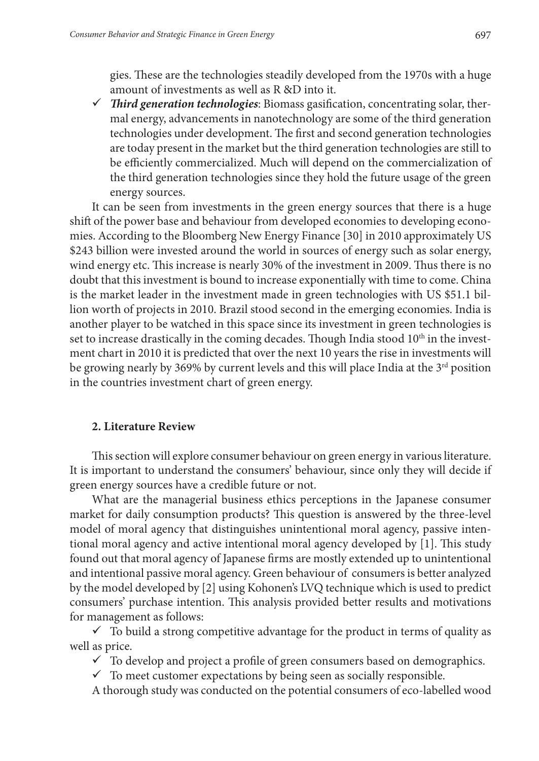gies. These are the technologies steadily developed from the 1970s with a huge amount of investments as well as R &D into it.

- ✓ ***Third generation technologies***: Biomass gasification, concentrating solar, thermal energy, advancements in nanotechnology are some of the third generation technologies under development. The first and second generation technologies are today present in the market but the third generation technologies are still to be efficiently commercialized. Much will depend on the commercialization of the third generation technologies since they hold the future usage of the green energy sources.

It can be seen from investments in the green energy sources that there is a huge shift of the power base and behaviour from developed economies to developing economies. According to the Bloomberg New Energy Finance [30] in 2010 approximately US $243 billion were invested around the world in sources of energy such as solar energy, wind energy etc. This increase is nearly 30% of the investment in 2009. Thus there is no doubt that this investment is bound to increase exponentially with time to come. China is the market leader in the investment made in green technologies with US $51.1 billion worth of projects in 2010. Brazil stood second in the emerging economies. India is another player to be watched in this space since its investment in green technologies is set to increase drastically in the coming decades. Though India stood 10th in the investment chart in 2010 it is predicted that over the next 10 years the rise in investments will be growing nearly by 369% by current levels and this will place India at the 3rd position in the countries investment chart of green energy.

## 2. Literature Review

This section will explore consumer behaviour on green energy in various literature. It is important to understand the consumers' behaviour, since only they will decide if green energy sources have a credible future or not.

What are the managerial business ethics perceptions in the Japanese consumer market for daily consumption products? This question is answered by the three-level model of moral agency that distinguishes unintentional moral agency, passive intentional moral agency and active intentional moral agency developed by [1]. This study found out that moral agency of Japanese firms are mostly extended up to unintentional and intentional passive moral agency. Green behaviour of consumers is better analyzed by the model developed by [2] using Kohonen's LVQ technique which is used to predict consumers' purchase intention. This analysis provided better results and motivations for management as follows:

- ✓ To build a strong competitive advantage for the product in terms of quality as well as price.
- ✓ To develop and project a profile of green consumers based on demographics.
- ✓ To meet customer expectations by being seen as socially responsible.

A thorough study was conducted on the potential consumers of eco-labelled wood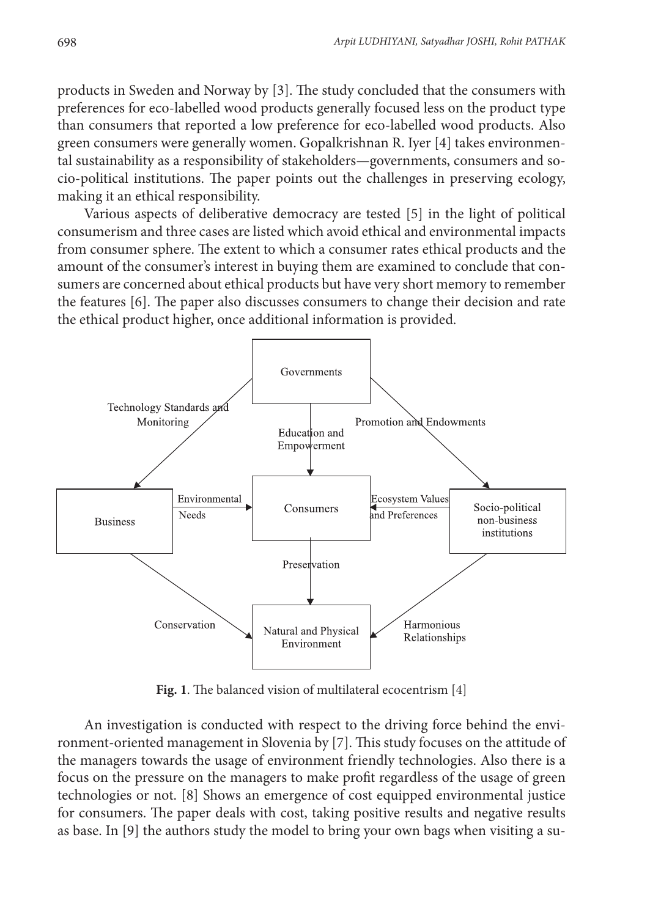products in Sweden and Norway by [3]. The study concluded that the consumers with preferences for eco-labelled wood products generally focused less on the product type than consumers that reported a low preference for eco-labelled wood products. Also green consumers were generally women. Gopalkrishnan R. Iyer [4] takes environmental sustainability as a responsibility of stakeholders—governments, consumers and socio-political institutions. The paper points out the challenges in preserving ecology, making it an ethical responsibility.

Various aspects of deliberative democracy are tested [5] in the light of political consumerism and three cases are listed which avoid ethical and environmental impacts from consumer sphere. The extent to which a consumer rates ethical products and the amount of the consumer's interest in buying them are examined to conclude that consumers are concerned about ethical products but have very short memory to remember the features [6]. The paper also discusses consumers to change their decision and rate the ethical product higher, once additional information is provided.

**Fig. 1**. The balanced vision of multilateral ecocentrism [4]

An investigation is conducted with respect to the driving force behind the environment-oriented management in Slovenia by [7]. This study focuses on the attitude of the managers towards the usage of environment friendly technologies. Also there is a focus on the pressure on the managers to make profit regardless of the usage of green technologies or not. [8] Shows an emergence of cost equipped environmental justice for consumers. The paper deals with cost, taking positive results and negative results as base. In [9] the authors study the model to bring your own bags when visiting a su-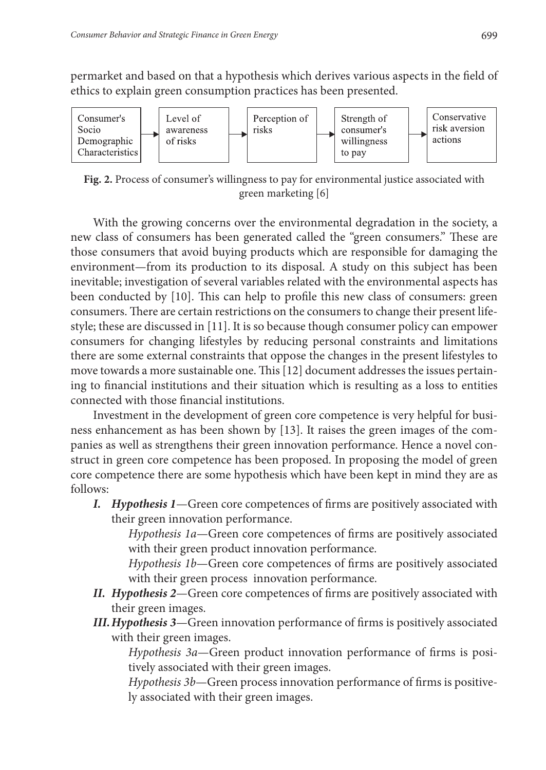permarket and based on that a hypothesis which derives various aspects in the field of ethics to explain green consumption practices has been presented.

Consumer's Socio Demographic Characteristics → Level of awareness of risks → Perception of risks → Strength of consumer's willingness to pay → Conservative risk aversion actions

**Fig. 2.** Process of consumer's willingness to pay for environmental justice associated with green marketing [6]

With the growing concerns over the environmental degradation in the society, a new class of consumers has been generated called the "green consumers." These are those consumers that avoid buying products which are responsible for damaging the environment—from its production to its disposal. A study on this subject has been inevitable; investigation of several variables related with the environmental aspects has been conducted by [10]. This can help to profile this new class of consumers: green consumers. There are certain restrictions on the consumers to change their present lifestyle; these are discussed in [11]. It is so because though consumer policy can empower consumers for changing lifestyles by reducing personal constraints and limitations there are some external constraints that oppose the changes in the present lifestyles to move towards a more sustainable one. This [12] document addresses the issues pertaining to financial institutions and their situation which is resulting as a loss to entities connected with those financial institutions.

Investment in the development of green core competence is very helpful for business enhancement as has been shown by [13]. It raises the green images of the companies as well as strengthens their green innovation performance. Hence a novel construct in green core competence has been proposed. In proposing the model of green core competence there are some hypothesis which have been kept in mind they are as follows:

***I. Hypothesis 1***—Green core competences of firms are positively associated with their green innovation performance.

  *Hypothesis 1a*—Green core competences of firms are positively associated with their green product innovation performance.

  *Hypothesis 1b*—Green core competences of firms are positively associated with their green process innovation performance.

***II. Hypothesis 2***—Green core competences of firms are positively associated with their green images.

***III. Hypothesis 3***—Green innovation performance of firms is positively associated with their green images.

  *Hypothesis 3a*—Green product innovation performance of firms is positively associated with their green images.

  *Hypothesis 3b*—Green process innovation performance of firms is positively associated with their green images.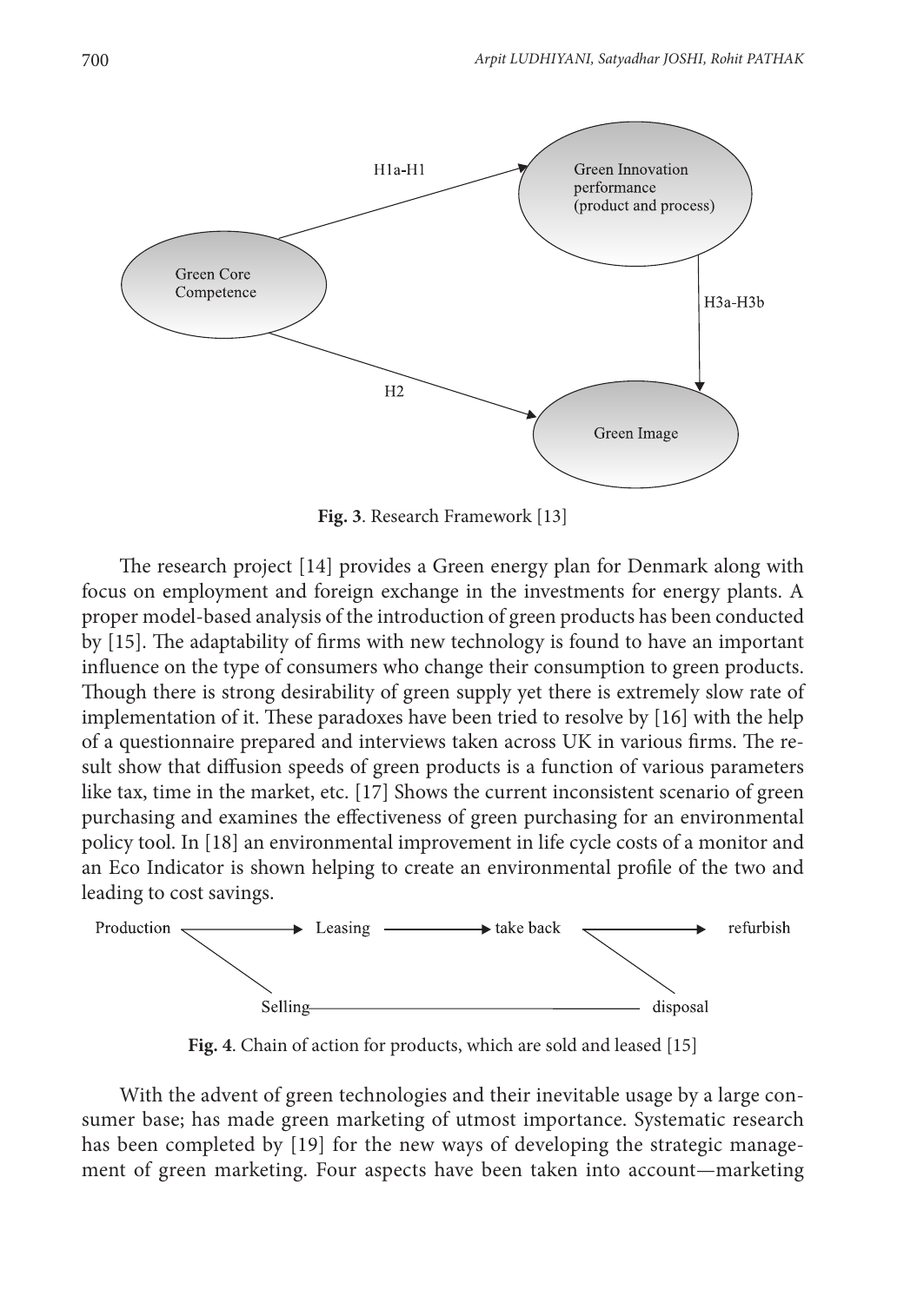H1a-H1

Green Innovation performance (product and process)

Green Core Competence

H3a-H3b

H2

Green Image

**Fig. 3**. Research Framework [13]

The research project [14] provides a Green energy plan for Denmark along with focus on employment and foreign exchange in the investments for energy plants. A proper model-based analysis of the introduction of green products has been conducted by [15]. The adaptability of firms with new technology is found to have an important influence on the type of consumers who change their consumption to green products. Though there is strong desirability of green supply yet there is extremely slow rate of implementation of it. These paradoxes have been tried to resolve by [16] with the help of a questionnaire prepared and interviews taken across UK in various firms. The result show that diffusion speeds of green products is a function of various parameters like tax, time in the market, etc. [17] Shows the current inconsistent scenario of green purchasing and examines the effectiveness of green purchasing for an environmental policy tool. In [18] an environmental improvement in life cycle costs of a monitor and an Eco Indicator is shown helping to create an environmental profile of the two and leading to cost savings.

Production → Leasing → take back → refurbish

Selling — disposal

**Fig. 4**. Chain of action for products, which are sold and leased [15]

With the advent of green technologies and their inevitable usage by a large consumer base; has made green marketing of utmost importance. Systematic research has been completed by [19] for the new ways of developing the strategic management of green marketing. Four aspects have been taken into account—marketing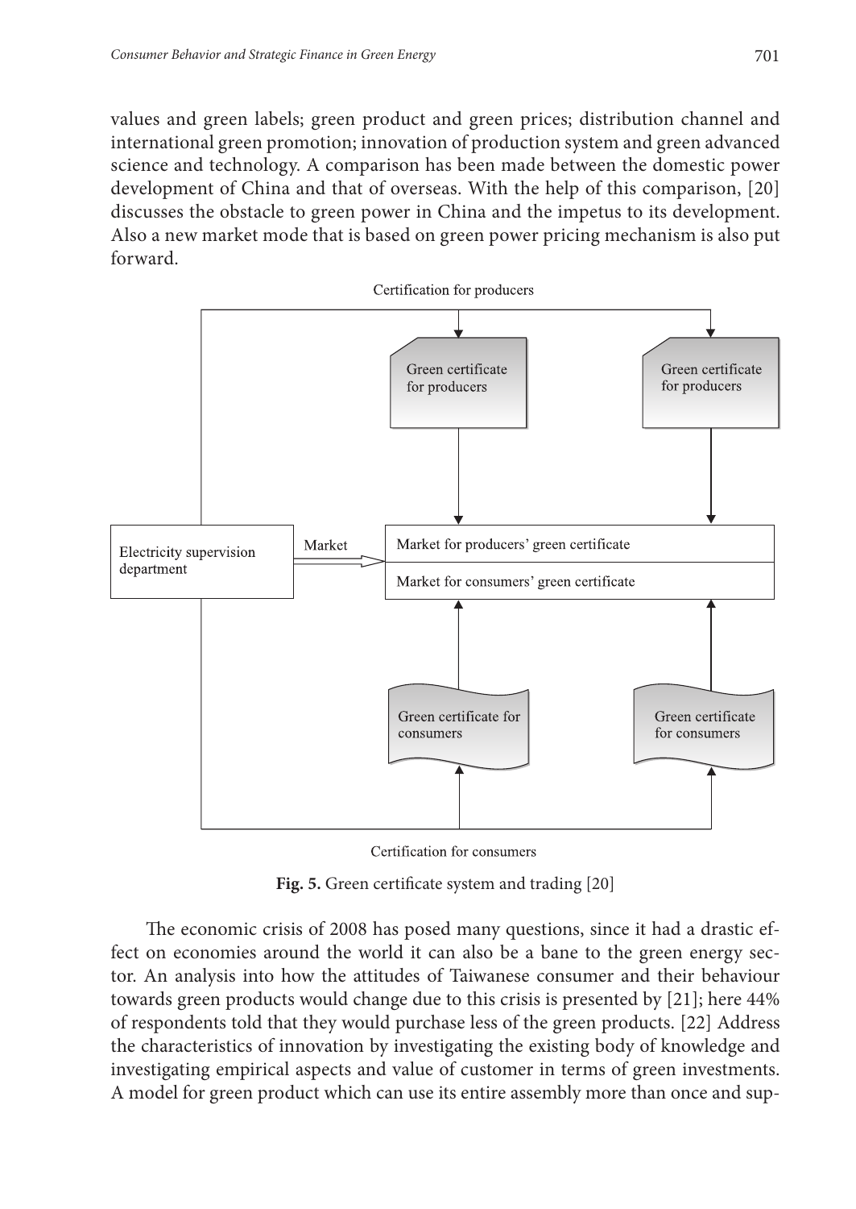values and green labels; green product and green prices; distribution channel and international green promotion; innovation of production system and green advanced science and technology. A comparison has been made between the domestic power development of China and that of overseas. With the help of this comparison, [20] discusses the obstacle to green power in China and the impetus to its development. Also a new market mode that is based on green power pricing mechanism is also put forward.

**Fig. 5.** Green certificate system and trading [20]

The economic crisis of 2008 has posed many questions, since it had a drastic effect on economies around the world it can also be a bane to the green energy sector. An analysis into how the attitudes of Taiwanese consumer and their behaviour towards green products would change due to this crisis is presented by [21]; here 44% of respondents told that they would purchase less of the green products. [22] Address the characteristics of innovation by investigating the existing body of knowledge and investigating empirical aspects and value of customer in terms of green investments. A model for green product which can use its entire assembly more than once and sup-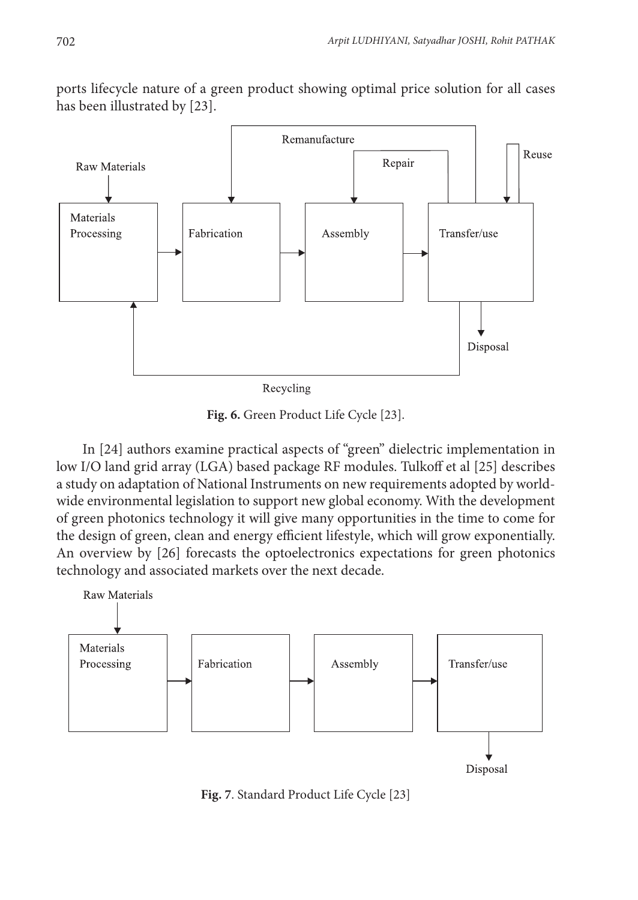ports lifecycle nature of a green product showing optimal price solution for all cases has been illustrated by [23].

Fig. 6. Green Product Life Cycle [23].

In [24] authors examine practical aspects of "green" dielectric implementation in low I/O land grid array (LGA) based package RF modules. Tulkoff et al [25] describes a study on adaptation of National Instruments on new requirements adopted by worldwide environmental legislation to support new global economy. With the development of green photonics technology it will give many opportunities in the time to come for the design of green, clean and energy efficient lifestyle, which will grow exponentially. An overview by [26] forecasts the optoelectronics expectations for green photonics technology and associated markets over the next decade.

Fig. 7. Standard Product Life Cycle [23]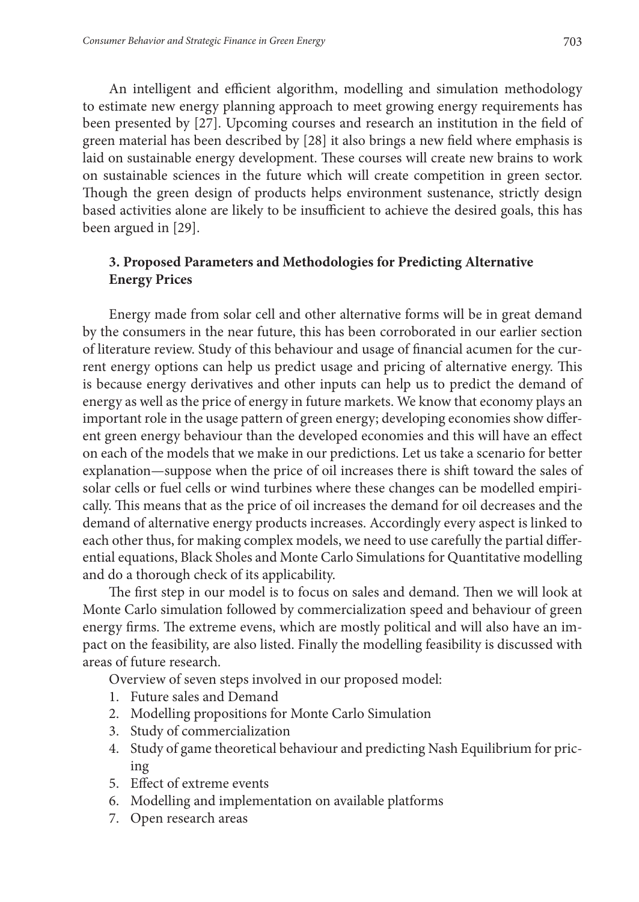An intelligent and efficient algorithm, modelling and simulation methodology to estimate new energy planning approach to meet growing energy requirements has been presented by [27]. Upcoming courses and research an institution in the field of green material has been described by [28] it also brings a new field where emphasis is laid on sustainable energy development. These courses will create new brains to work on sustainable sciences in the future which will create competition in green sector. Though the green design of products helps environment sustenance, strictly design based activities alone are likely to be insufficient to achieve the desired goals, this has been argued in [29].

## 3. Proposed Parameters and Methodologies for Predicting Alternative Energy Prices

Energy made from solar cell and other alternative forms will be in great demand by the consumers in the near future, this has been corroborated in our earlier section of literature review. Study of this behaviour and usage of financial acumen for the current energy options can help us predict usage and pricing of alternative energy. This is because energy derivatives and other inputs can help us to predict the demand of energy as well as the price of energy in future markets. We know that economy plays an important role in the usage pattern of green energy; developing economies show different green energy behaviour than the developed economies and this will have an effect on each of the models that we make in our predictions. Let us take a scenario for better explanation—suppose when the price of oil increases there is shift toward the sales of solar cells or fuel cells or wind turbines where these changes can be modelled empirically. This means that as the price of oil increases the demand for oil decreases and the demand of alternative energy products increases. Accordingly every aspect is linked to each other thus, for making complex models, we need to use carefully the partial differential equations, Black Sholes and Monte Carlo Simulations for Quantitative modelling and do a thorough check of its applicability.

The first step in our model is to focus on sales and demand. Then we will look at Monte Carlo simulation followed by commercialization speed and behaviour of green energy firms. The extreme evens, which are mostly political and will also have an impact on the feasibility, are also listed. Finally the modelling feasibility is discussed with areas of future research.

Overview of seven steps involved in our proposed model:

1. Future sales and Demand
2. Modelling propositions for Monte Carlo Simulation
3. Study of commercialization
4. Study of game theoretical behaviour and predicting Nash Equilibrium for pricing
5. Effect of extreme events
6. Modelling and implementation on available platforms
7. Open research areas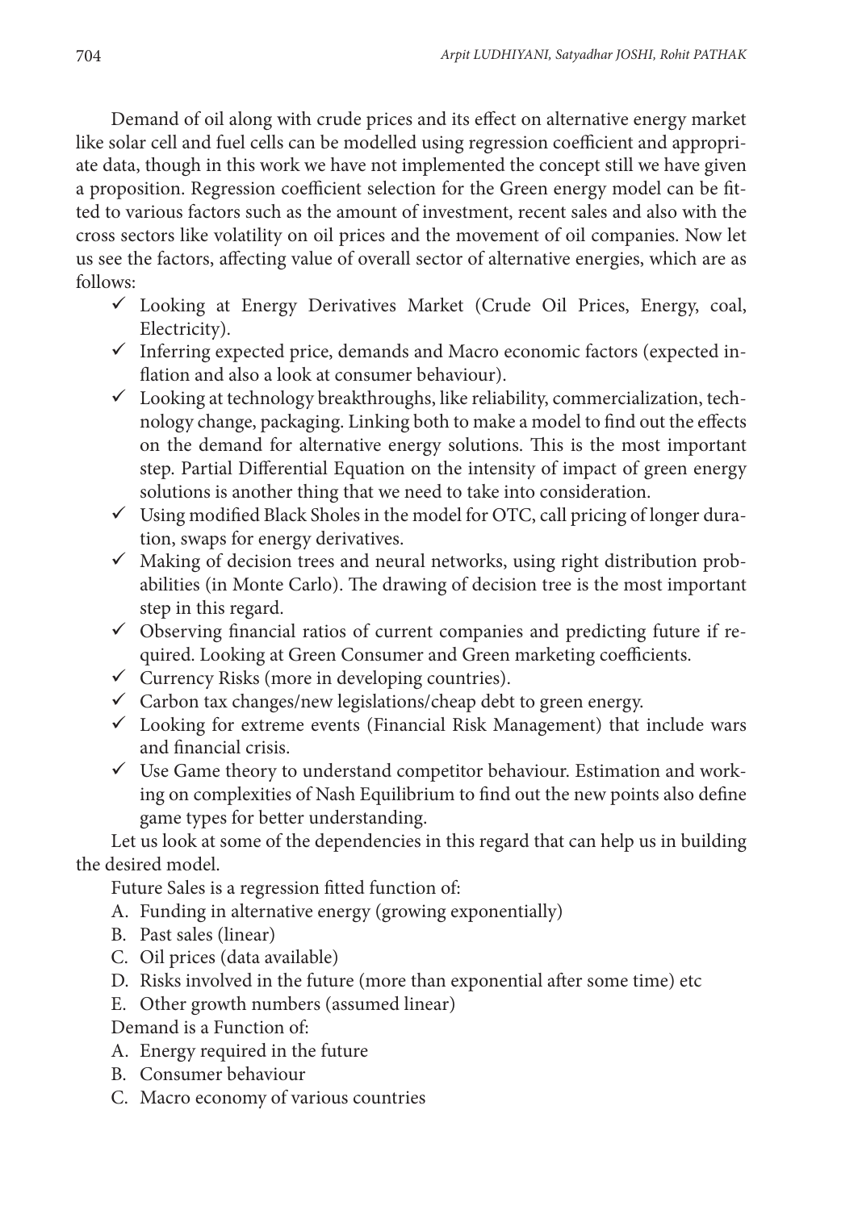Demand of oil along with crude prices and its effect on alternative energy market like solar cell and fuel cells can be modelled using regression coefficient and appropriate data, though in this work we have not implemented the concept still we have given a proposition. Regression coefficient selection for the Green energy model can be fitted to various factors such as the amount of investment, recent sales and also with the cross sectors like volatility on oil prices and the movement of oil companies. Now let us see the factors, affecting value of overall sector of alternative energies, which are as follows:

- ✓ Looking at Energy Derivatives Market (Crude Oil Prices, Energy, coal, Electricity).
- ✓ Inferring expected price, demands and Macro economic factors (expected inflation and also a look at consumer behaviour).
- ✓ Looking at technology breakthroughs, like reliability, commercialization, technology change, packaging. Linking both to make a model to find out the effects on the demand for alternative energy solutions. This is the most important step. Partial Differential Equation on the intensity of impact of green energy solutions is another thing that we need to take into consideration.
- ✓ Using modified Black Sholes in the model for OTC, call pricing of longer duration, swaps for energy derivatives.
- ✓ Making of decision trees and neural networks, using right distribution probabilities (in Monte Carlo). The drawing of decision tree is the most important step in this regard.
- ✓ Observing financial ratios of current companies and predicting future if required. Looking at Green Consumer and Green marketing coefficients.
- ✓ Currency Risks (more in developing countries).
- ✓ Carbon tax changes/new legislations/cheap debt to green energy.
- ✓ Looking for extreme events (Financial Risk Management) that include wars and financial crisis.
- ✓ Use Game theory to understand competitor behaviour. Estimation and working on complexities of Nash Equilibrium to find out the new points also define game types for better understanding.

Let us look at some of the dependencies in this regard that can help us in building the desired model.

Future Sales is a regression fitted function of:

A. Funding in alternative energy (growing exponentially)
B. Past sales (linear)
C. Oil prices (data available)
D. Risks involved in the future (more than exponential after some time) etc
E. Other growth numbers (assumed linear)

Demand is a Function of:

A. Energy required in the future
B. Consumer behaviour
C. Macro economy of various countries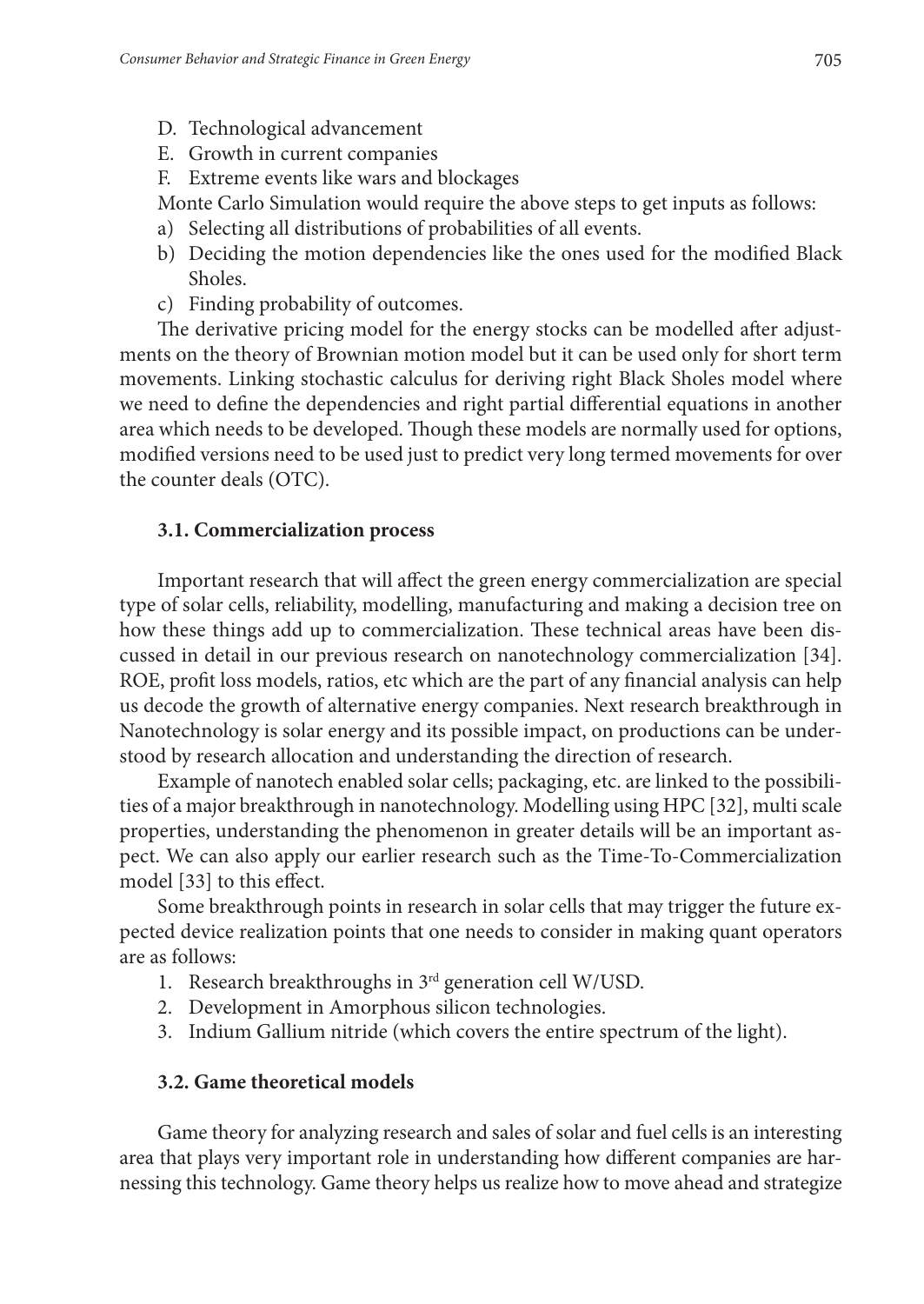D. Technological advancement
E. Growth in current companies
F. Extreme events like wars and blockages

Monte Carlo Simulation would require the above steps to get inputs as follows:

a) Selecting all distributions of probabilities of all events.
b) Deciding the motion dependencies like the ones used for the modified Black Sholes.
c) Finding probability of outcomes.

The derivative pricing model for the energy stocks can be modelled after adjustments on the theory of Brownian motion model but it can be used only for short term movements. Linking stochastic calculus for deriving right Black Sholes model where we need to define the dependencies and right partial differential equations in another area which needs to be developed. Though these models are normally used for options, modified versions need to be used just to predict very long termed movements for over the counter deals (OTC).

### 3.1. Commercialization process

Important research that will affect the green energy commercialization are special type of solar cells, reliability, modelling, manufacturing and making a decision tree on how these things add up to commercialization. These technical areas have been discussed in detail in our previous research on nanotechnology commercialization [34]. ROE, profit loss models, ratios, etc which are the part of any financial analysis can help us decode the growth of alternative energy companies. Next research breakthrough in Nanotechnology is solar energy and its possible impact, on productions can be understood by research allocation and understanding the direction of research.

Example of nanotech enabled solar cells; packaging, etc. are linked to the possibilities of a major breakthrough in nanotechnology. Modelling using HPC [32], multi scale properties, understanding the phenomenon in greater details will be an important aspect. We can also apply our earlier research such as the Time-To-Commercialization model [33] to this effect.

Some breakthrough points in research in solar cells that may trigger the future expected device realization points that one needs to consider in making quant operators are as follows:

1. Research breakthroughs in 3rd generation cell W/USD.
2. Development in Amorphous silicon technologies.
3. Indium Gallium nitride (which covers the entire spectrum of the light).

### 3.2. Game theoretical models

Game theory for analyzing research and sales of solar and fuel cells is an interesting area that plays very important role in understanding how different companies are harnessing this technology. Game theory helps us realize how to move ahead and strategize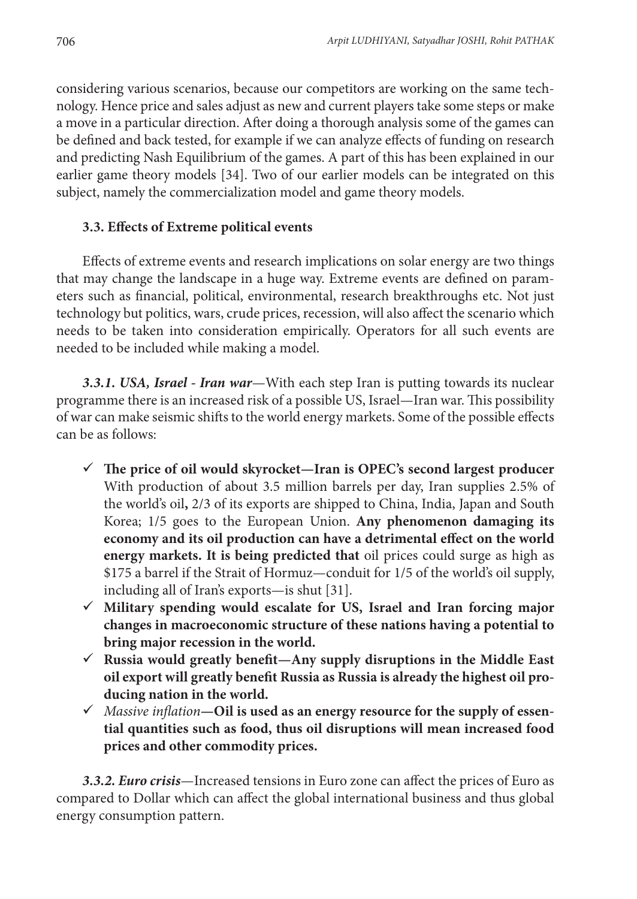considering various scenarios, because our competitors are working on the same technology. Hence price and sales adjust as new and current players take some steps or make a move in a particular direction. After doing a thorough analysis some of the games can be defined and back tested, for example if we can analyze effects of funding on research and predicting Nash Equilibrium of the games. A part of this has been explained in our earlier game theory models [34]. Two of our earlier models can be integrated on this subject, namely the commercialization model and game theory models.

### 3.3. Effects of Extreme political events

Effects of extreme events and research implications on solar energy are two things that may change the landscape in a huge way. Extreme events are defined on parameters such as financial, political, environmental, research breakthroughs etc. Not just technology but politics, wars, crude prices, recession, will also affect the scenario which needs to be taken into consideration empirically. Operators for all such events are needed to be included while making a model.

***3.3.1. USA, Israel - Iran war***—With each step Iran is putting towards its nuclear programme there is an increased risk of a possible US, Israel—Iran war. This possibility of war can make seismic shifts to the world energy markets. Some of the possible effects can be as follows:

- ✓ **The price of oil would skyrocket—Iran is OPEC's second largest producer** With production of about 3.5 million barrels per day, Iran supplies 2.5% of the world's oil**,** 2/3 of its exports are shipped to China, India, Japan and South Korea; 1/5 goes to the European Union. **Any phenomenon damaging its economy and its oil production can have a detrimental effect on the world energy markets. It is being predicted that** oil prices could surge as high as \$175 a barrel if the Strait of Hormuz—conduit for 1/5 of the world's oil supply, including all of Iran's exports—is shut [31].
- ✓ **Military spending would escalate for US, Israel and Iran forcing major changes in macroeconomic structure of these nations having a potential to bring major recession in the world.**
- ✓ **Russia would greatly benefit—Any supply disruptions in the Middle East oil export will greatly benefit Russia as Russia is already the highest oil producing nation in the world.**
- ✓ *Massive inflation*—**Oil is used as an energy resource for the supply of essential quantities such as food, thus oil disruptions will mean increased food prices and other commodity prices.**

***3.3.2. Euro crisis***—Increased tensions in Euro zone can affect the prices of Euro as compared to Dollar which can affect the global international business and thus global energy consumption pattern.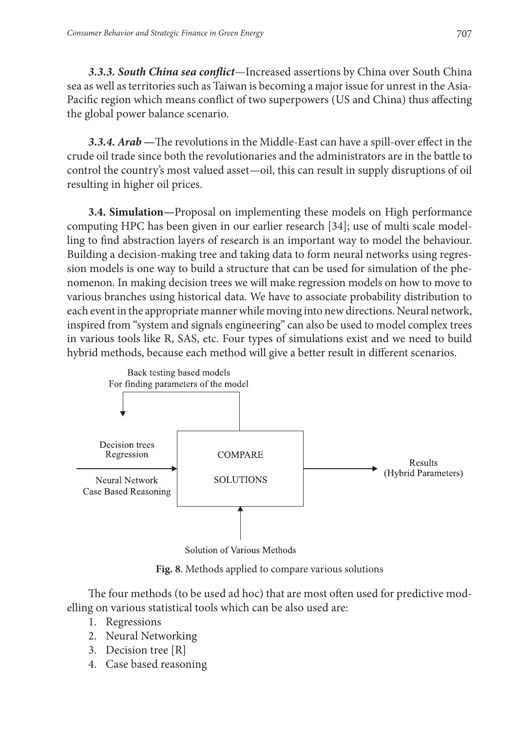***3.3.3. South China sea conflict***—Increased assertions by China over South China sea as well as territories such as Taiwan is becoming a major issue for unrest in the Asia-Pacific region which means conflict of two superpowers (US and China) thus affecting the global power balance scenario.

***3.3.4. Arab*** **—**The revolutions in the Middle-East can have a spill-over effect in the crude oil trade since both the revolutionaries and the administrators are in the battle to control the country's most valued asset—oil, this can result in supply disruptions of oil resulting in higher oil prices.

**3.4. Simulation—**Proposal on implementing these models on High performance computing HPC has been given in our earlier research [34]; use of multi scale modelling to find abstraction layers of research is an important way to model the behaviour. Building a decision-making tree and taking data to form neural networks using regression models is one way to build a structure that can be used for simulation of the phenomenon. In making decision trees we will make regression models on how to move to various branches using historical data. We have to associate probability distribution to each event in the appropriate manner while moving into new directions. Neural network, inspired from "system and signals engineering" can also be used to model complex trees in various tools like R, SAS, etc. Four types of simulations exist and we need to build hybrid methods, because each method will give a better result in different scenarios.

**Fig. 8**. Methods applied to compare various solutions

The four methods (to be used ad hoc) that are most often used for predictive modelling on various statistical tools which can be also used are:

1. Regressions
2. Neural Networking
3. Decision tree [R]
4. Case based reasoning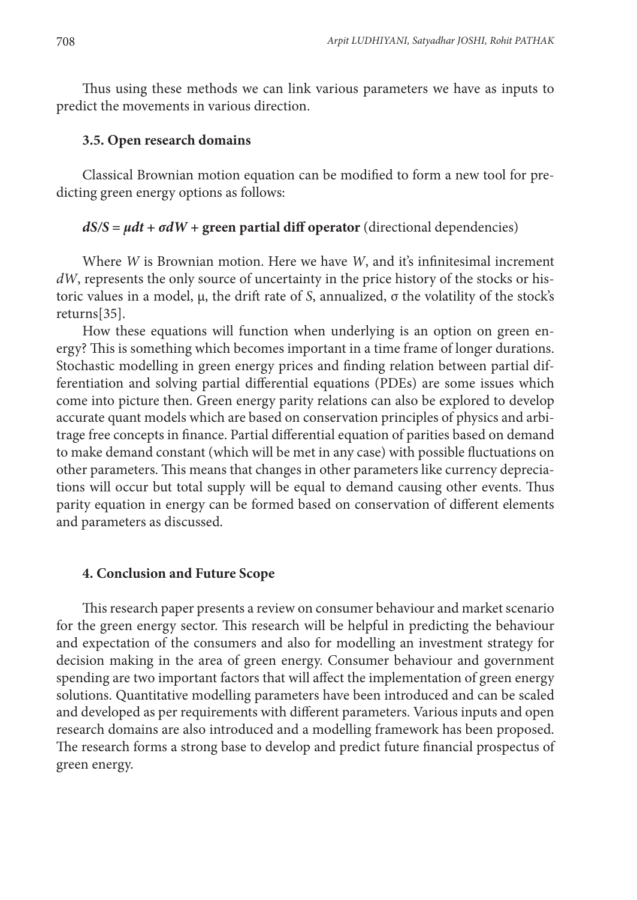Thus using these methods we can link various parameters we have as inputs to predict the movements in various direction.

### 3.5. Open research domains

Classical Brownian motion equation can be modified to form a new tool for predicting green energy options as follows:

$dS/S = \mu dt + \sigma dW$ + **green partial diff operator** (directional dependencies)

Where $W$ is Brownian motion. Here we have $W$, and it's infinitesimal increment $dW$, represents the only source of uncertainty in the price history of the stocks or historic values in a model, $\mu$, the drift rate of $S$, annualized, $\sigma$ the volatility of the stock's returns[35].

How these equations will function when underlying is an option on green energy? This is something which becomes important in a time frame of longer durations. Stochastic modelling in green energy prices and finding relation between partial differentiation and solving partial differential equations (PDEs) are some issues which come into picture then. Green energy parity relations can also be explored to develop accurate quant models which are based on conservation principles of physics and arbitrage free concepts in finance. Partial differential equation of parities based on demand to make demand constant (which will be met in any case) with possible fluctuations on other parameters. This means that changes in other parameters like currency depreciations will occur but total supply will be equal to demand causing other events. Thus parity equation in energy can be formed based on conservation of different elements and parameters as discussed.

## 4. Conclusion and Future Scope

This research paper presents a review on consumer behaviour and market scenario for the green energy sector. This research will be helpful in predicting the behaviour and expectation of the consumers and also for modelling an investment strategy for decision making in the area of green energy. Consumer behaviour and government spending are two important factors that will affect the implementation of green energy solutions. Quantitative modelling parameters have been introduced and can be scaled and developed as per requirements with different parameters. Various inputs and open research domains are also introduced and a modelling framework has been proposed. The research forms a strong base to develop and predict future financial prospectus of green energy.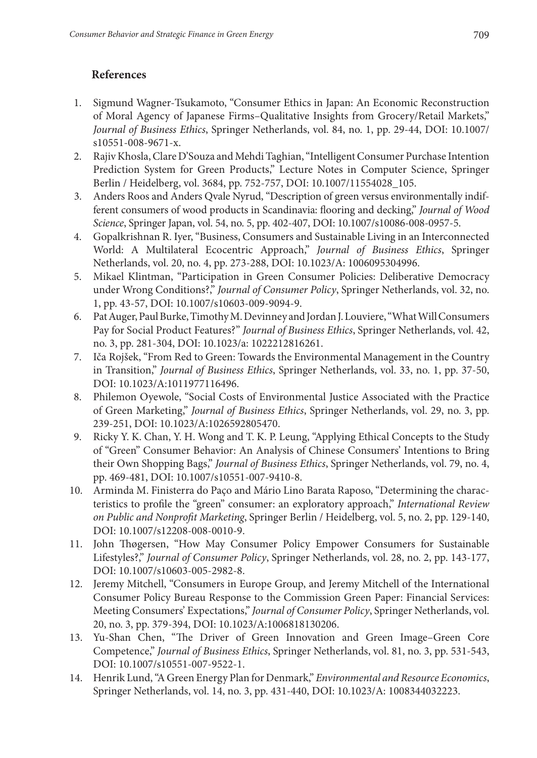## References

1. Sigmund Wagner-Tsukamoto, "Consumer Ethics in Japan: An Economic Reconstruction of Moral Agency of Japanese Firms–Qualitative Insights from Grocery/Retail Markets," *Journal of Business Ethics*, Springer Netherlands, vol. 84, no. 1, pp. 29-44, DOI: 10.1007/s10551-008-9671-x.
2. Rajiv Khosla, Clare D'Souza and Mehdi Taghian, "Intelligent Consumer Purchase Intention Prediction System for Green Products," Lecture Notes in Computer Science, Springer Berlin / Heidelberg, vol. 3684, pp. 752-757, DOI: 10.1007/11554028_105.
3. Anders Roos and Anders Qvale Nyrud, "Description of green versus environmentally indifferent consumers of wood products in Scandinavia: flooring and decking," *Journal of Wood Science*, Springer Japan, vol. 54, no. 5, pp. 402-407, DOI: 10.1007/s10086-008-0957-5.
4. Gopalkrishnan R. Iyer, "Business, Consumers and Sustainable Living in an Interconnected World: A Multilateral Ecocentric Approach," *Journal of Business Ethics*, Springer Netherlands, vol. 20, no. 4, pp. 273-288, DOI: 10.1023/A: 1006095304996.
5. Mikael Klintman, "Participation in Green Consumer Policies: Deliberative Democracy under Wrong Conditions?," *Journal of Consumer Policy*, Springer Netherlands, vol. 32, no. 1, pp. 43-57, DOI: 10.1007/s10603-009-9094-9.
6. Pat Auger, Paul Burke, Timothy M. Devinney and Jordan J. Louviere, "What Will Consumers Pay for Social Product Features?" *Journal of Business Ethics*, Springer Netherlands, vol. 42, no. 3, pp. 281-304, DOI: 10.1023/a: 1022212816261.
7. Iča Rojšek, "From Red to Green: Towards the Environmental Management in the Country in Transition," *Journal of Business Ethics*, Springer Netherlands, vol. 33, no. 1, pp. 37-50, DOI: 10.1023/A:1011977116496.
8. Philemon Oyewole, "Social Costs of Environmental Justice Associated with the Practice of Green Marketing," *Journal of Business Ethics*, Springer Netherlands, vol. 29, no. 3, pp. 239-251, DOI: 10.1023/A:1026592805470.
9. Ricky Y. K. Chan, Y. H. Wong and T. K. P. Leung, "Applying Ethical Concepts to the Study of "Green" Consumer Behavior: An Analysis of Chinese Consumers' Intentions to Bring their Own Shopping Bags," *Journal of Business Ethics*, Springer Netherlands, vol. 79, no. 4, pp. 469-481, DOI: 10.1007/s10551-007-9410-8.
10. Arminda M. Finisterra do Paço and Mário Lino Barata Raposo, "Determining the characteristics to profile the "green" consumer: an exploratory approach," *International Review on Public and Nonprofit Marketing*, Springer Berlin / Heidelberg, vol. 5, no. 2, pp. 129-140, DOI: 10.1007/s12208-008-0010-9.
11. John Thøgersen, "How May Consumer Policy Empower Consumers for Sustainable Lifestyles?," *Journal of Consumer Policy*, Springer Netherlands, vol. 28, no. 2, pp. 143-177, DOI: 10.1007/s10603-005-2982-8.
12. Jeremy Mitchell, "Consumers in Europe Group, and Jeremy Mitchell of the International Consumer Policy Bureau Response to the Commission Green Paper: Financial Services: Meeting Consumers' Expectations," *Journal of Consumer Policy*, Springer Netherlands, vol. 20, no. 3, pp. 379-394, DOI: 10.1023/A:1006818130206.
13. Yu-Shan Chen, "The Driver of Green Innovation and Green Image–Green Core Competence," *Journal of Business Ethics*, Springer Netherlands, vol. 81, no. 3, pp. 531-543, DOI: 10.1007/s10551-007-9522-1.
14. Henrik Lund, "A Green Energy Plan for Denmark," *Environmental and Resource Economics*, Springer Netherlands, vol. 14, no. 3, pp. 431-440, DOI: 10.1023/A: 1008344032223.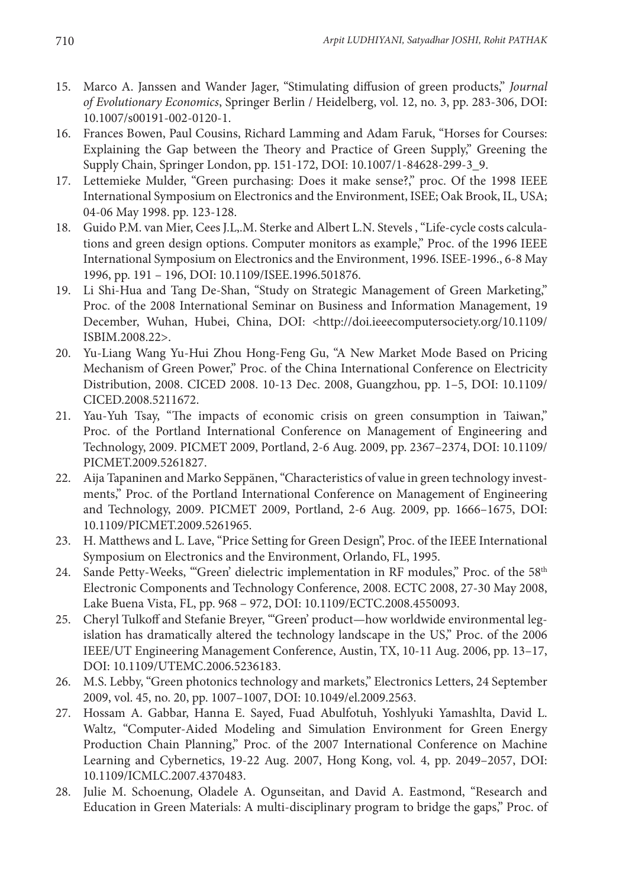15. Marco A. Janssen and Wander Jager, "Stimulating diffusion of green products," *Journal of Evolutionary Economics*, Springer Berlin / Heidelberg, vol. 12, no. 3, pp. 283-306, DOI: 10.1007/s00191-002-0120-1.
16. Frances Bowen, Paul Cousins, Richard Lamming and Adam Faruk, "Horses for Courses: Explaining the Gap between the Theory and Practice of Green Supply," Greening the Supply Chain, Springer London, pp. 151-172, DOI: 10.1007/1-84628-299-3_9.
17. Lettemieke Mulder, "Green purchasing: Does it make sense?," proc. Of the 1998 IEEE International Symposium on Electronics and the Environment, ISEE; Oak Brook, IL, USA; 04-06 May 1998. pp. 123-128.
18. Guido P.M. van Mier, Cees J.L,.M. Sterke and Albert L.N. Stevels , "Life-cycle costs calculations and green design options. Computer monitors as example," Proc. of the 1996 IEEE International Symposium on Electronics and the Environment, 1996. ISEE-1996., 6-8 May 1996, pp. 191 – 196, DOI: 10.1109/ISEE.1996.501876.
19. Li Shi-Hua and Tang De-Shan, "Study on Strategic Management of Green Marketing," Proc. of the 2008 International Seminar on Business and Information Management, 19 December, Wuhan, Hubei, China, DOI: <http://doi.ieeecomputersociety.org/10.1109/ISBIM.2008.22>.
20. Yu-Liang Wang Yu-Hui Zhou Hong-Feng Gu, "A New Market Mode Based on Pricing Mechanism of Green Power," Proc. of the China International Conference on Electricity Distribution, 2008. CICED 2008. 10-13 Dec. 2008, Guangzhou, pp. 1–5, DOI: 10.1109/CICED.2008.5211672.
21. Yau-Yuh Tsay, "The impacts of economic crisis on green consumption in Taiwan," Proc. of the Portland International Conference on Management of Engineering and Technology, 2009. PICMET 2009, Portland, 2-6 Aug. 2009, pp. 2367–2374, DOI: 10.1109/PICMET.2009.5261827.
22. Aija Tapaninen and Marko Seppänen, "Characteristics of value in green technology investments," Proc. of the Portland International Conference on Management of Engineering and Technology, 2009. PICMET 2009, Portland, 2-6 Aug. 2009, pp. 1666–1675, DOI: 10.1109/PICMET.2009.5261965.
23. H. Matthews and L. Lave, "Price Setting for Green Design", Proc. of the IEEE International Symposium on Electronics and the Environment, Orlando, FL, 1995.
24. Sande Petty-Weeks, "'Green' dielectric implementation in RF modules," Proc. of the 58th Electronic Components and Technology Conference, 2008. ECTC 2008, 27-30 May 2008, Lake Buena Vista, FL, pp. 968 – 972, DOI: 10.1109/ECTC.2008.4550093.
25. Cheryl Tulkoff and Stefanie Breyer, "'Green' product—how worldwide environmental legislation has dramatically altered the technology landscape in the US," Proc. of the 2006 IEEE/UT Engineering Management Conference, Austin, TX, 10-11 Aug. 2006, pp. 13–17, DOI: 10.1109/UTEMC.2006.5236183.
26. M.S. Lebby, "Green photonics technology and markets," Electronics Letters, 24 September 2009, vol. 45, no. 20, pp. 1007–1007, DOI: 10.1049/el.2009.2563.
27. Hossam A. Gabbar, Hanna E. Sayed, Fuad Abulfotuh, Yoshlyuki Yamashlta, David L. Waltz, "Computer-Aided Modeling and Simulation Environment for Green Energy Production Chain Planning," Proc. of the 2007 International Conference on Machine Learning and Cybernetics, 19-22 Aug. 2007, Hong Kong, vol. 4, pp. 2049–2057, DOI: 10.1109/ICMLC.2007.4370483.
28. Julie M. Schoenung, Oladele A. Ogunseitan, and David A. Eastmond, "Research and Education in Green Materials: A multi-disciplinary program to bridge the gaps," Proc. of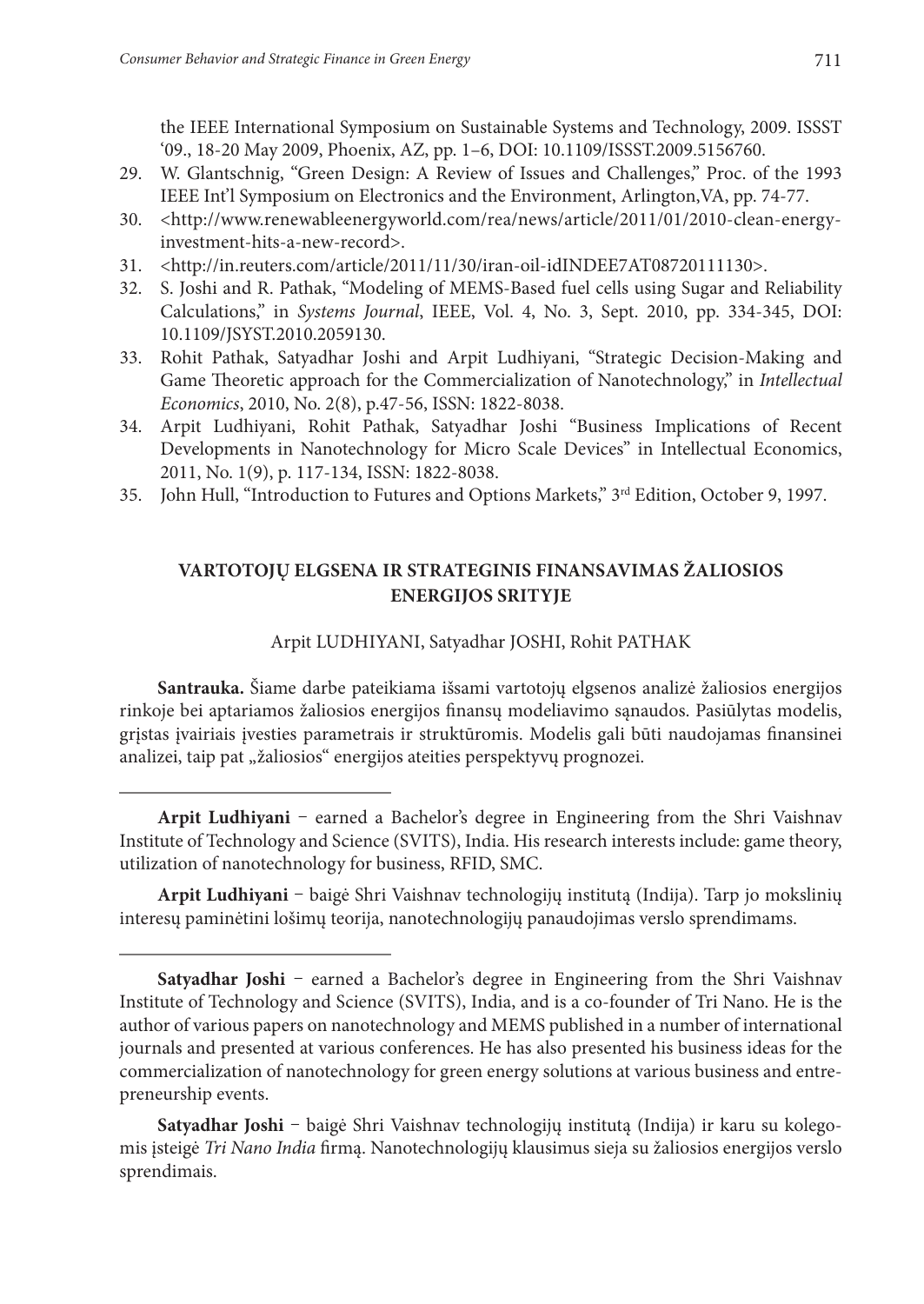the IEEE International Symposium on Sustainable Systems and Technology, 2009. ISSST '09., 18-20 May 2009, Phoenix, AZ, pp. 1–6, DOI: 10.1109/ISSST.2009.5156760.

29. W. Glantschnig, "Green Design: A Review of Issues and Challenges," Proc. of the 1993 IEEE Int'l Symposium on Electronics and the Environment, Arlington,VA, pp. 74-77.
30. <http://www.renewableenergyworld.com/rea/news/article/2011/01/2010-clean-energy-investment-hits-a-new-record>.
31. <http://in.reuters.com/article/2011/11/30/iran-oil-idINDEE7AT08720111130>.
32. S. Joshi and R. Pathak, "Modeling of MEMS-Based fuel cells using Sugar and Reliability Calculations," in *Systems Journal*, IEEE, Vol. 4, No. 3, Sept. 2010, pp. 334-345, DOI: 10.1109/JSYST.2010.2059130.
33. Rohit Pathak, Satyadhar Joshi and Arpit Ludhiyani, "Strategic Decision-Making and Game Theoretic approach for the Commercialization of Nanotechnology," in *Intellectual Economics*, 2010, No. 2(8), p.47-56, ISSN: 1822-8038.
34. Arpit Ludhiyani, Rohit Pathak, Satyadhar Joshi "Business Implications of Recent Developments in Nanotechnology for Micro Scale Devices" in Intellectual Economics, 2011, No. 1(9), p. 117-134, ISSN: 1822-8038.
35. John Hull, "Introduction to Futures and Options Markets," 3rd Edition, October 9, 1997.

## VARTOTOJŲ ELGSENA IR STRATEGINIS FINANSAVIMAS ŽALIOSIOS ENERGIJOS SRITYJE

Arpit LUDHIYANI, Satyadhar JOSHI, Rohit PATHAK

**Santrauka.** Šiame darbe pateikiama išsami vartotojų elgsenos analizė žaliosios energijos rinkoje bei aptariamos žaliosios energijos finansų modeliavimo sąnaudos. Pasiūlytas modelis, grįstas įvairiais įvesties parametrais ir struktūromis. Modelis gali būti naudojamas finansinei analizei, taip pat „žaliosios" energijos ateities perspektyvų prognozei.

---

**Arpit Ludhiyani** – earned a Bachelor's degree in Engineering from the Shri Vaishnav Institute of Technology and Science (SVITS), India. His research interests include: game theory, utilization of nanotechnology for business, RFID, SMC.

**Arpit Ludhiyani** – baigė Shri Vaishnav technologijų institutą (Indija). Tarp jo mokslinių interesų paminėtini lošimų teorija, nanotechnologijų panaudojimas verslo sprendimams.

---

**Satyadhar Joshi** – earned a Bachelor's degree in Engineering from the Shri Vaishnav Institute of Technology and Science (SVITS), India, and is a co-founder of Tri Nano. He is the author of various papers on nanotechnology and MEMS published in a number of international journals and presented at various conferences. He has also presented his business ideas for the commercialization of nanotechnology for green energy solutions at various business and entrepreneurship events.

**Satyadhar Joshi** – baigė Shri Vaishnav technologijų institutą (Indija) ir karu su kolegomis įsteigė *Tri Nano India* firmą. Nanotechnologijų klausimus sieja su žaliosios energijos verslo sprendimais.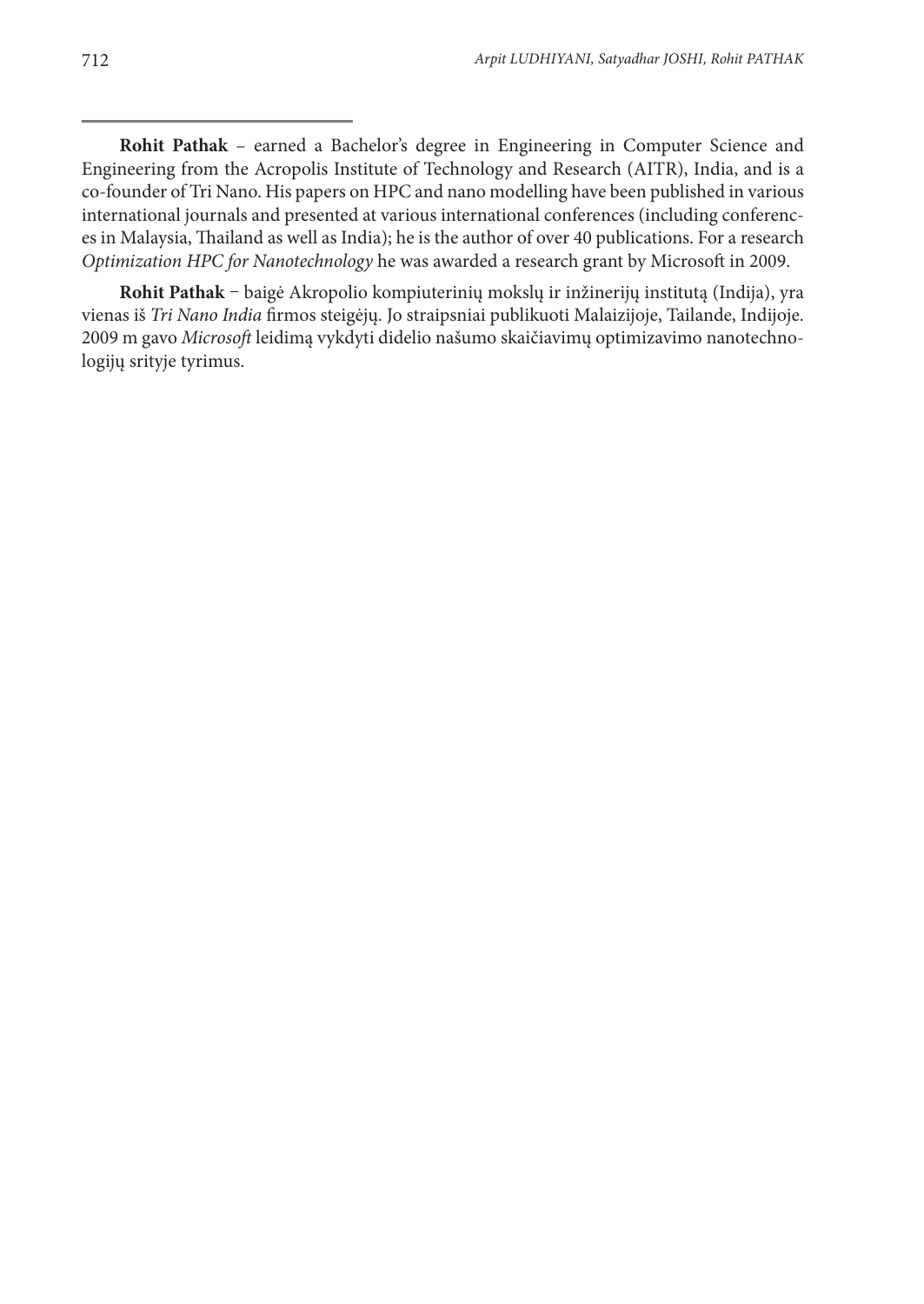**Rohit Pathak** – earned a Bachelor's degree in Engineering in Computer Science and Engineering from the Acropolis Institute of Technology and Research (AITR), India, and is a co-founder of Tri Nano. His papers on HPC and nano modelling have been published in various international journals and presented at various international conferences (including conferences in Malaysia, Thailand as well as India); he is the author of over 40 publications. For a research *Optimization HPC for Nanotechnology* he was awarded a research grant by Microsoft in 2009.

**Rohit Pathak** − baigė Akropolio kompiuterinių mokslų ir inžinerijų institutą (Indija), yra vienas iš *Tri Nano India* firmos steigėjų. Jo straipsniai publikuoti Malaizijoje, Tailande, Indijoje. 2009 m gavo *Microsoft* leidimą vykdyti didelio našumo skaičiavimų optimizavimo nanotechnologijų srityje tyrimus.